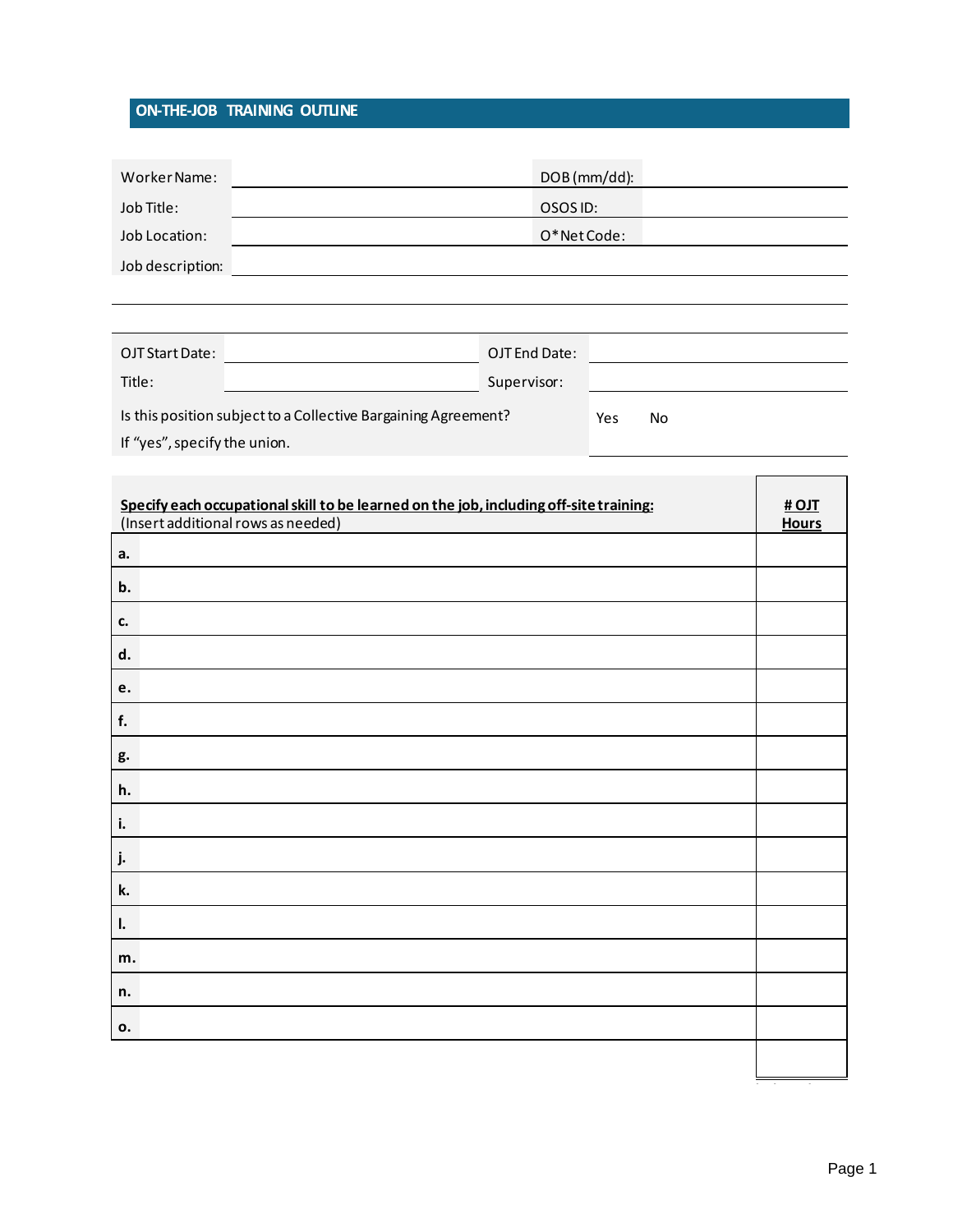# ON-THE-JOB TRAINING OUTLINE

| | | | |
|---|---|---|---|
| Worker Name: | | DOB (mm/dd): | |
| Job Title: | | OSOS ID: | |
| Job Location: | | O*Net Code: | |
| Job description: | | | |

| | | | |
|---|---|---|---|
| OJT Start Date: | | OJT End Date: | |
| Title: | | Supervisor: | |

Is this position subject to a Collective Bargaining Agreement? Yes No

If "yes", specify the union.

| **Specify each occupational skill to be learned on the job, including off-site training:** (Insert additional rows as needed) | | **# OJT Hours** |
|---|---|---|
| **a.** | | |
| **b.** | | |
| **c.** | | |
| **d.** | | |
| **e.** | | |
| **f.** | | |
| **g.** | | |
| **h.** | | |
| **i.** | | |
| **j.** | | |
| **k.** | | |
| **l.** | | |
| **m.** | | |
| **n.** | | |
| **o.** | | |
| | | |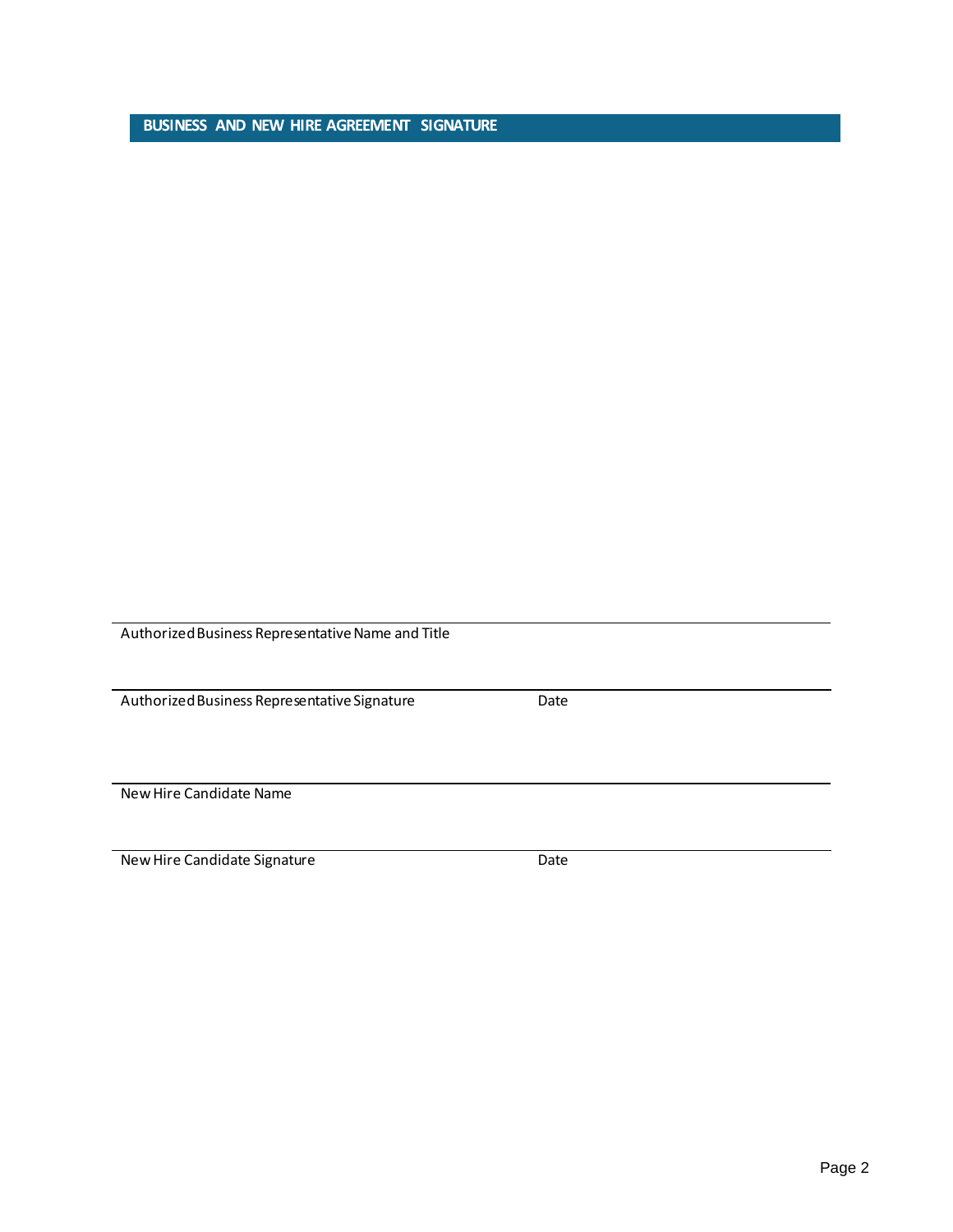## BUSINESS AND NEW HIRE AGREEMENT SIGNATURE

______________________________________________________________________________

Authorized Business Representative Name and Title

______________________________________________________________________________

Authorized Business Representative Signature                    Date

______________________________________________________________________________

New Hire Candidate Name

______________________________________________________________________________

New Hire Candidate Signature                    Date